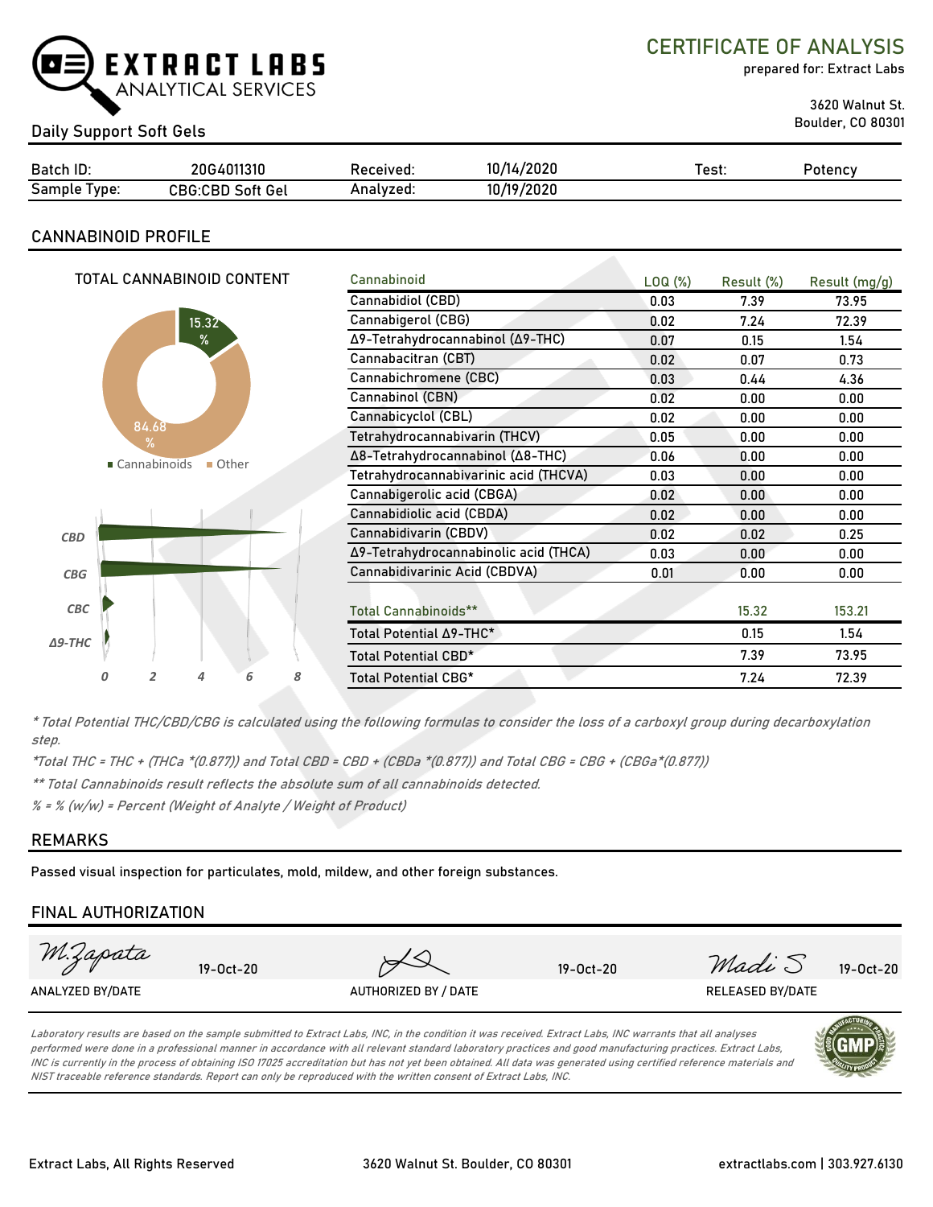# EXTRACT LABS ANALYTICAL SERVICES

## CERTIFICATE OF ANALYSIS

prepared for: Extract Labs

3620 Walnut St.
Boulder, CO 80301

**Daily Support Soft Gels**

| Batch ID: | 20G4011310 | Received: | 10/14/2020 | Test: | Potency |
|---|---|---|---|---|---|
| Sample Type: | CBG:CBD Soft Gel | Analyzed: | 10/19/2020 | | |

## CANNABINOID PROFILE

TOTAL CANNABINOID CONTENT

15.32 % Cannabinoids
84.68 % Other

| Cannabinoid | LOQ (%) | Result (%) | Result (mg/g) |
|---|---|---|---|
| Cannabidiol (CBD) | 0.03 | 7.39 | 73.95 |
| Cannabigerol (CBG) | 0.02 | 7.24 | 72.39 |
| Δ9-Tetrahydrocannabinol (Δ9-THC) | 0.07 | 0.15 | 1.54 |
| Cannabacitran (CBT) | 0.02 | 0.07 | 0.73 |
| Cannabichromene (CBC) | 0.03 | 0.44 | 4.36 |
| Cannabinol (CBN) | 0.02 | 0.00 | 0.00 |
| Cannabicyclol (CBL) | 0.02 | 0.00 | 0.00 |
| Tetrahydrocannabivarin (THCV) | 0.05 | 0.00 | 0.00 |
| Δ8-Tetrahydrocannabinol (Δ8-THC) | 0.06 | 0.00 | 0.00 |
| Tetrahydrocannabivarinic acid (THCVA) | 0.03 | 0.00 | 0.00 |
| Cannabigerolic acid (CBGA) | 0.02 | 0.00 | 0.00 |
| Cannabidiolic acid (CBDA) | 0.02 | 0.00 | 0.00 |
| Cannabidivarin (CBDV) | 0.02 | 0.02 | 0.25 |
| Δ9-Tetrahydrocannabinolic acid (THCA) | 0.03 | 0.00 | 0.00 |
| Cannabidivarinic Acid (CBDVA) | 0.01 | 0.00 | 0.00 |
| **Total Cannabinoids**** | | 15.32 | 153.21 |
| Total Potential Δ9-THC* | | 0.15 | 1.54 |
| Total Potential CBD* | | 7.39 | 73.95 |
| Total Potential CBG* | | 7.24 | 72.39 |

*\* Total Potential THC/CBD/CBG is calculated using the following formulas to consider the loss of a carboxyl group during decarboxylation step.*

*\*Total THC = THC + (THCa \*(0.877)) and Total CBD = CBD + (CBDa \*(0.877)) and Total CBG = CBG + (CBGa\*(0.877))*

*\*\* Total Cannabinoids result reflects the absolute sum of all cannabinoids detected.*

*% = % (w/w) = Percent (Weight of Analyte / Weight of Product)*

## REMARKS

Passed visual inspection for particulates, mold, mildew, and other foreign substances.

## FINAL AUTHORIZATION

| M.Zapata 19-Oct-20 | 19-Oct-20 | Madi S 19-Oct-20 |
|---|---|---|
| ANALYZED BY/DATE | AUTHORIZED BY / DATE | RELEASED BY/DATE |

*Laboratory results are based on the sample submitted to Extract Labs, INC, in the condition it was received. Extract Labs, INC warrants that all analyses performed were done in a professional manner in accordance with all relevant standard laboratory practices and good manufacturing practices. Extract Labs, INC is currently in the process of obtaining ISO 17025 accreditation but has not yet been obtained. All data was generated using certified reference materials and NIST traceable reference standards. Report can only be reproduced with the written consent of Extract Labs, INC.*

Extract Labs, All Rights Reserved | 3620 Walnut St. Boulder, CO 80301 | extractlabs.com | 303.927.6130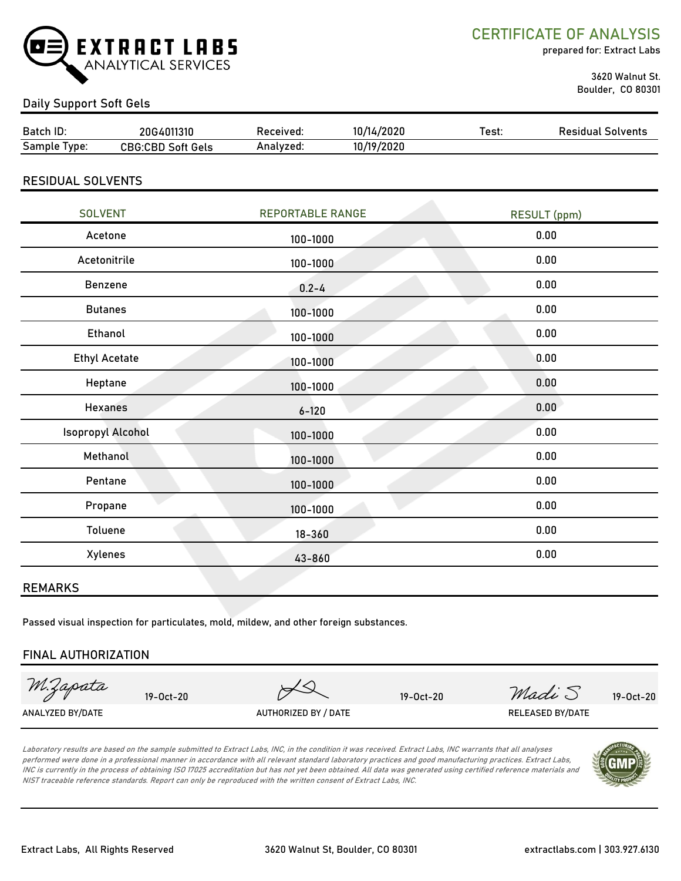EXTRACT LABS ANALYTICAL SERVICES

# CERTIFICATE OF ANALYSIS

prepared for: Extract Labs

3620 Walnut St.
Boulder, CO 80301

## Daily Support Soft Gels

| Batch ID: | 20G4011310 | Received: | 10/14/2020 | Test: | Residual Solvents |
|---|---|---|---|---|---|
| Sample Type: | CBG:CBD Soft Gels | Analyzed: | 10/19/2020 | | |

## RESIDUAL SOLVENTS

| SOLVENT | REPORTABLE RANGE | RESULT (ppm) |
|---|---|---|
| Acetone | 100-1000 | 0.00 |
| Acetonitrile | 100-1000 | 0.00 |
| Benzene | 0.2-4 | 0.00 |
| Butanes | 100-1000 | 0.00 |
| Ethanol | 100-1000 | 0.00 |
| Ethyl Acetate | 100-1000 | 0.00 |
| Heptane | 100-1000 | 0.00 |
| Hexanes | 6-120 | 0.00 |
| Isopropyl Alcohol | 100-1000 | 0.00 |
| Methanol | 100-1000 | 0.00 |
| Pentane | 100-1000 | 0.00 |
| Propane | 100-1000 | 0.00 |
| Toluene | 18-360 | 0.00 |
| Xylenes | 43-860 | 0.00 |

## REMARKS

Passed visual inspection for particulates, mold, mildew, and other foreign substances.

## FINAL AUTHORIZATION

| M.Zapata 19-Oct-20 | 19-Oct-20 | Madi S 19-Oct-20 |
|---|---|---|
| ANALYZED BY/DATE | AUTHORIZED BY / DATE | RELEASED BY/DATE |

*Laboratory results are based on the sample submitted to Extract Labs, INC, in the condition it was received. Extract Labs, INC warrants that all analyses performed were done in a professional manner in accordance with all relevant standard laboratory practices and good manufacturing practices. Extract Labs, INC is currently in the process of obtaining ISO 17025 accreditation but has not yet been obtained. All data was generated using certified reference materials and NIST traceable reference standards. Report can only be reproduced with the written consent of Extract Labs, INC.*

Extract Labs, All Rights Reserved | 3620 Walnut St, Boulder, CO 80301 | extractlabs.com | 303.927.6130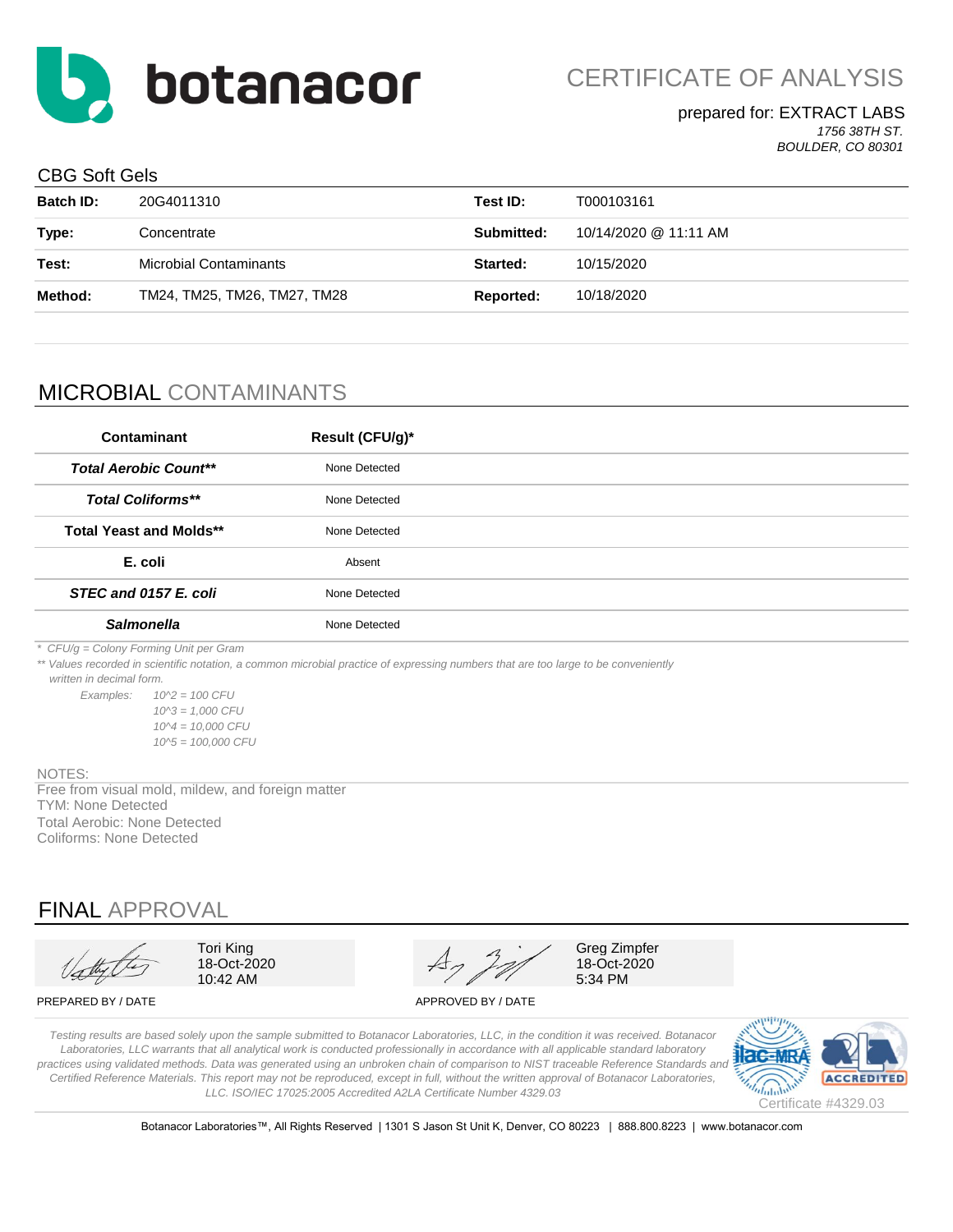# botanacor

## CERTIFICATE OF ANALYSIS

prepared for: EXTRACT LABS
*1756 38TH ST.*
*BOULDER, CO 80301*

CBG Soft Gels

| | | | |
|---|---|---|---|
| **Batch ID:** | 20G4011310 | **Test ID:** | T000103161 |
| **Type:** | Concentrate | **Submitted:** | 10/14/2020 @ 11:11 AM |
| **Test:** | Microbial Contaminants | **Started:** | 10/15/2020 |
| **Method:** | TM24, TM25, TM26, TM27, TM28 | **Reported:** | 10/18/2020 |

## MICROBIAL CONTAMINANTS

| Contaminant | Result (CFU/g)* |
|---|---|
| ***Total Aerobic Count**** | None Detected |
| ***Total Coliforms**** | None Detected |
| **Total Yeast and Molds**** | None Detected |
| **E. coli** | Absent |
| ***STEC and 0157 E. coli*** | None Detected |
| ***Salmonella*** | None Detected |

*\* CFU/g = Colony Forming Unit per Gram*

*\*\* Values recorded in scientific notation, a common microbial practice of expressing numbers that are too large to be conveniently written in decimal form.*

*Examples:*
*10^2 = 100 CFU*
*10^3 = 1,000 CFU*
*10^4 = 10,000 CFU*
*10^5 = 100,000 CFU*

NOTES:
Free from visual mold, mildew, and foreign matter
TYM: None Detected
Total Aerobic: None Detected
Coliforms: None Detected

## FINAL APPROVAL

| | |
|---|---|
| Tori King<br>18-Oct-2020<br>10:42 AM | Greg Zimpfer<br>18-Oct-2020<br>5:34 PM |
| PREPARED BY / DATE | APPROVED BY / DATE |

*Testing results are based solely upon the sample submitted to Botanacor Laboratories, LLC, in the condition it was received. Botanacor Laboratories, LLC warrants that all analytical work is conducted professionally in accordance with all applicable standard laboratory practices using validated methods. Data was generated using an unbroken chain of comparison to NIST traceable Reference Standards and Certified Reference Materials. This report may not be reproduced, except in full, without the written approval of Botanacor Laboratories, LLC. ISO/IEC 17025:2005 Accredited A2LA Certificate Number 4329.03*

Certificate #4329.03

Botanacor Laboratories™, All Rights Reserved | 1301 S Jason St Unit K, Denver, CO 80223 | 888.800.8223 | www.botanacor.com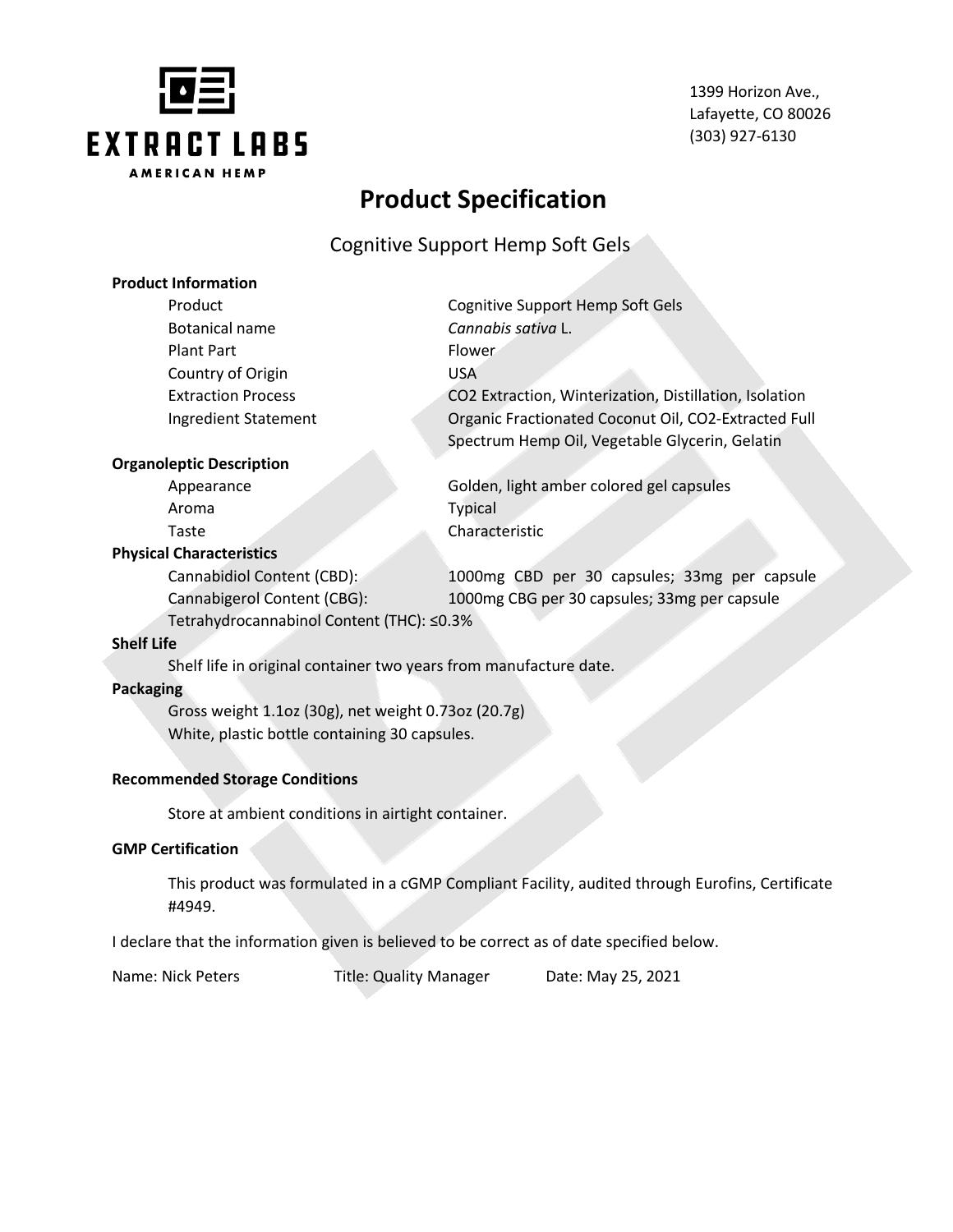EXTRACT LABS
AMERICAN HEMP

1399 Horizon Ave.,
Lafayette, CO 80026
(303) 927-6130

# Product Specification

## Cognitive Support Hemp Soft Gels

**Product Information**

| | |
|---|---|
| Product | Cognitive Support Hemp Soft Gels |
| Botanical name | *Cannabis sativa* L. |
| Plant Part | Flower |
| Country of Origin | USA |
| Extraction Process | $CO_2$ Extraction, Winterization, Distillation, Isolation |
| Ingredient Statement | Organic Fractionated Coconut Oil, $CO_2$-Extracted Full Spectrum Hemp Oil, Vegetable Glycerin, Gelatin |

**Organoleptic Description**

| | |
|---|---|
| Appearance | Golden, light amber colored gel capsules |
| Aroma | Typical |
| Taste | Characteristic |

**Physical Characteristics**

| | |
|---|---|
| Cannabidiol Content (CBD): | 1000mg CBD per 30 capsules; 33mg per capsule |
| Cannabigerol Content (CBG): | 1000mg CBG per 30 capsules; 33mg per capsule |

Tetrahydrocannabinol Content (THC): ≤0.3%

**Shelf Life**

Shelf life in original container two years from manufacture date.

**Packaging**

Gross weight 1.1oz (30g), net weight 0.73oz (20.7g)
White, plastic bottle containing 30 capsules.

**Recommended Storage Conditions**

Store at ambient conditions in airtight container.

**GMP Certification**

This product was formulated in a cGMP Compliant Facility, audited through Eurofins, Certificate #4949.

I declare that the information given is believed to be correct as of date specified below.

Name: Nick Peters Title: Quality Manager Date: May 25, 2021